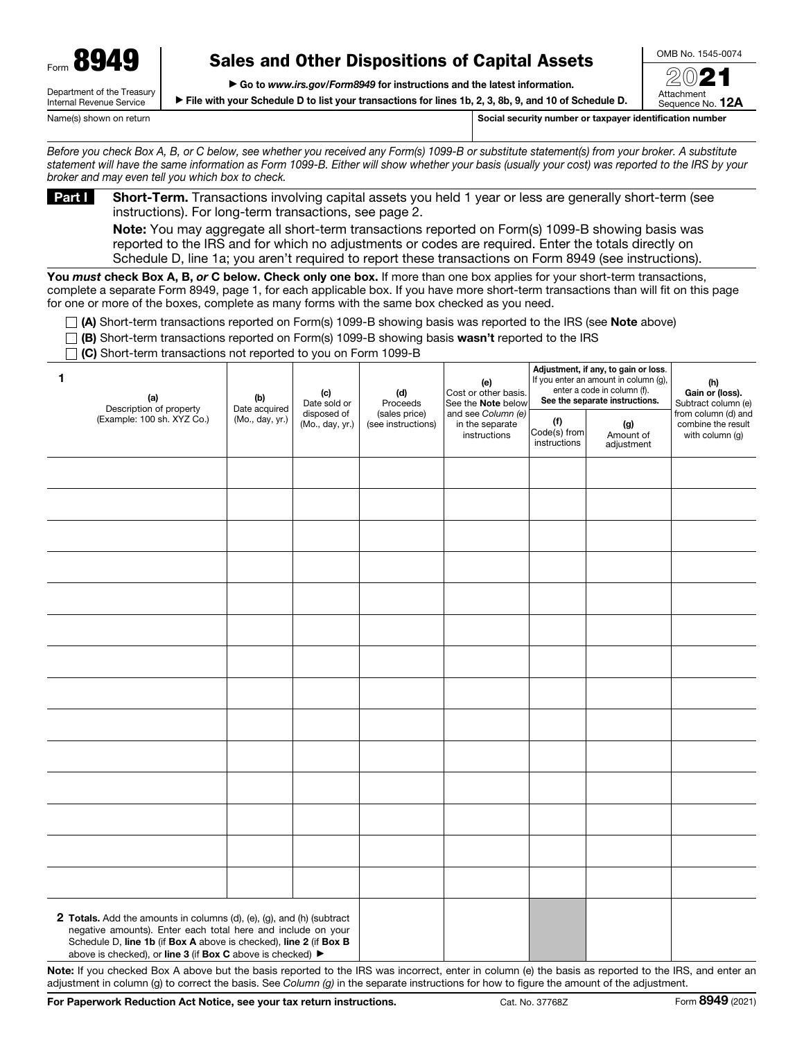Form **8949**

Department of the Treasury
Internal Revenue Service

# Sales and Other Dispositions of Capital Assets

▶ Go to *www.irs.gov/Form8949* for instructions and the latest information.

▶ File with your Schedule D to list your transactions for lines 1b, 2, 3, 8b, 9, and 10 of Schedule D.

OMB No. 1545-0074

2021

Attachment Sequence No. **12A**

Name(s) shown on return | **Social security number or taxpayer identification number**

*Before you check Box A, B, or C below, see whether you received any Form(s) 1099-B or substitute statement(s) from your broker. A substitute statement will have the same information as Form 1099-B. Either will show whether your basis (usually your cost) was reported to the IRS by your broker and may even tell you which box to check.*

## Part I

**Short-Term.** Transactions involving capital assets you held 1 year or less are generally short-term (see instructions). For long-term transactions, see page 2.

**Note:** You may aggregate all short-term transactions reported on Form(s) 1099-B showing basis was reported to the IRS and for which no adjustments or codes are required. Enter the totals directly on Schedule D, line 1a; you aren't required to report these transactions on Form 8949 (see instructions).

**You *must* check Box A, B, *or* C below. Check only one box.** If more than one box applies for your short-term transactions, complete a separate Form 8949, page 1, for each applicable box. If you have more short-term transactions than will fit on this page for one or more of the boxes, complete as many forms with the same box checked as you need.

☐ **(A)** Short-term transactions reported on Form(s) 1099-B showing basis was reported to the IRS (see **Note** above)

☐ **(B)** Short-term transactions reported on Form(s) 1099-B showing basis **wasn't** reported to the IRS

☐ **(C)** Short-term transactions not reported to you on Form 1099-B

| **1** (a) Description of property (Example: 100 sh. XYZ Co.) | (b) Date acquired (Mo., day, yr.) | (c) Date sold or disposed of (Mo., day, yr.) | (d) Proceeds (sales price) (see instructions) | (e) Cost or other basis. See the **Note** below and see *Column (e)* in the separate instructions | Adjustment, if any, to gain or loss. If you enter an amount in column (g), enter a code in column (f). **See the separate instructions.** | | (h) **Gain or (loss).** Subtract column (e) from column (d) and combine the result with column (g) |
|---|---|---|---|---|---|---|---|
| | | | | | (f) Code(s) from instructions | (g) Amount of adjustment | |
| | | | | | | | |
| | | | | | | | |
| | | | | | | | |
| | | | | | | | |
| | | | | | | | |
| | | | | | | | |
| | | | | | | | |
| | | | | | | | |
| | | | | | | | |
| | | | | | | | |
| | | | | | | | |
| | | | | | | | |
| | | | | | | | |
| | | | | | | | |
| **2 Totals.** Add the amounts in columns (d), (e), (g), and (h) (subtract negative amounts). Enter each total here and include on your Schedule D, **line 1b** (if **Box A** above is checked), **line 2** (if **Box B** above is checked), or **line 3** (if **Box C** above is checked) ▶ | | | | | | | |

**Note:** If you checked Box A above but the basis reported to the IRS was incorrect, enter in column (e) the basis as reported to the IRS, and enter an adjustment in column (g) to correct the basis. See *Column (g)* in the separate instructions for how to figure the amount of the adjustment.

**For Paperwork Reduction Act Notice, see your tax return instructions.** Cat. No. 37768Z Form **8949** (2021)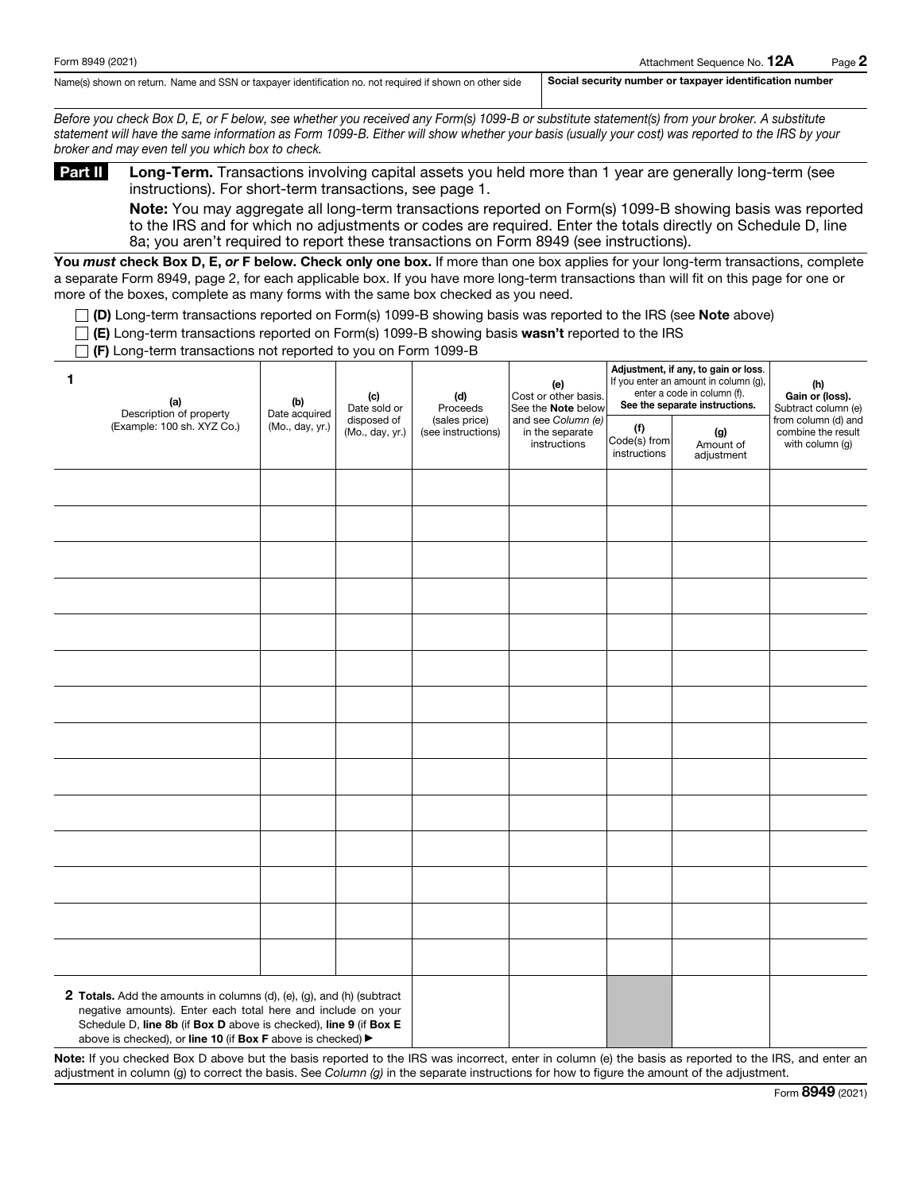Form 8949 (2021) Attachment Sequence No. **12A** Page **2**

Name(s) shown on return. Name and SSN or taxpayer identification no. not required if shown on other side | **Social security number or taxpayer identification number**

*Before you check Box D, E, or F below, see whether you received any Form(s) 1099-B or substitute statement(s) from your broker. A substitute statement will have the same information as Form 1099-B. Either will show whether your basis (usually your cost) was reported to the IRS by your broker and may even tell you which box to check.*

## Part II **Long-Term.** Transactions involving capital assets you held more than 1 year are generally long-term (see instructions). For short-term transactions, see page 1.

**Note:** You may aggregate all long-term transactions reported on Form(s) 1099-B showing basis was reported to the IRS and for which no adjustments or codes are required. Enter the totals directly on Schedule D, line 8a; you aren't required to report these transactions on Form 8949 (see instructions).

**You *must* check Box D, E, *or* F below. Check only one box.** If more than one box applies for your long-term transactions, complete a separate Form 8949, page 2, for each applicable box. If you have more long-term transactions than will fit on this page for one or more of the boxes, complete as many forms with the same box checked as you need.

☐ **(D)** Long-term transactions reported on Form(s) 1099-B showing basis was reported to the IRS (see **Note** above)

☐ **(E)** Long-term transactions reported on Form(s) 1099-B showing basis **wasn't** reported to the IRS

☐ **(F)** Long-term transactions not reported to you on Form 1099-B

| **1** **(a)** Description of property (Example: 100 sh. XYZ Co.) | **(b)** Date acquired (Mo., day, yr.) | **(c)** Date sold or disposed of (Mo., day, yr.) | **(d)** Proceeds (sales price) (see instructions) | **(e)** Cost or other basis. See the **Note** below and see *Column (e)* in the separate instructions | Adjustment, if any, to gain or loss. If you enter an amount in column (g), enter a code in column (f). **See the separate instructions.** | | **(h)** **Gain or (loss).** Subtract column (e) from column (d) and combine the result with column (g) |
|---|---|---|---|---|---|---|---|
| | | | | | **(f)** Code(s) from instructions | **(g)** Amount of adjustment | |
| | | | | | | | |
| | | | | | | | |
| | | | | | | | |
| | | | | | | | |
| | | | | | | | |
| | | | | | | | |
| | | | | | | | |
| | | | | | | | |
| | | | | | | | |
| | | | | | | | |
| | | | | | | | |
| | | | | | | | |
| | | | | | | | |
| | | | | | | | |
| **2 Totals.** Add the amounts in columns (d), (e), (g), and (h) (subtract negative amounts). Enter each total here and include on your Schedule D, **line 8b** (if **Box D** above is checked), **line 9** (if **Box E** above is checked), or **line 10** (if **Box F** above is checked) ▶ | | | | | | | |

**Note:** If you checked Box D above but the basis reported to the IRS was incorrect, enter in column (e) the basis as reported to the IRS, and enter an adjustment in column (g) to correct the basis. See *Column (g)* in the separate instructions for how to figure the amount of the adjustment.

Form **8949** (2021)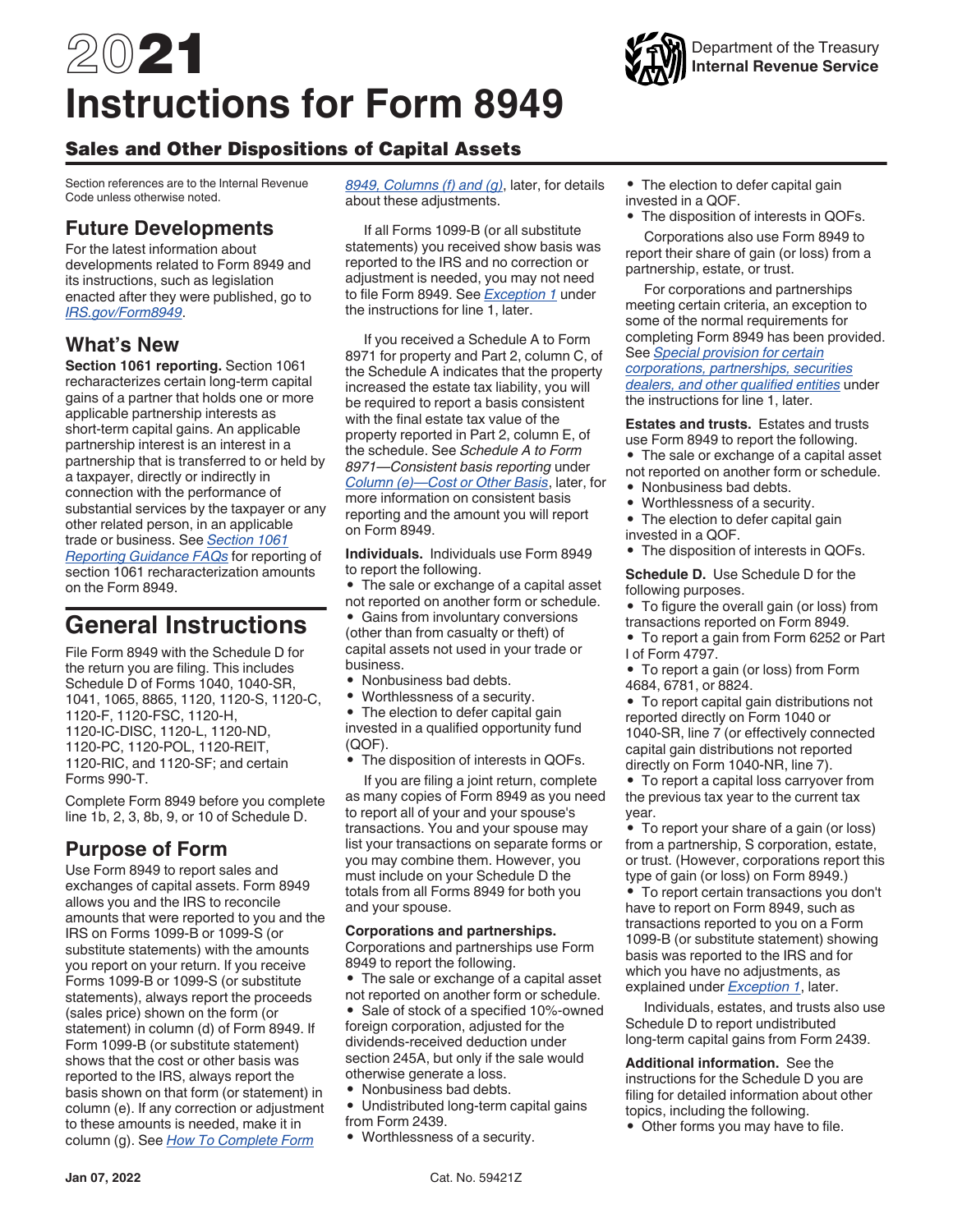# 2021 Instructions for Form 8949

Department of the Treasury
Internal Revenue Service

## Sales and Other Dispositions of Capital Assets

Section references are to the Internal Revenue Code unless otherwise noted.

## Future Developments

For the latest information about developments related to Form 8949 and its instructions, such as legislation enacted after they were published, go to *IRS.gov/Form8949*.

## What's New

**Section 1061 reporting.** Section 1061 recharacterizes certain long-term capital gains of a partner that holds one or more applicable partnership interests as short-term capital gains. An applicable partnership interest is an interest in a partnership that is transferred to or held by a taxpayer, directly or indirectly in connection with the performance of substantial services by the taxpayer or any other related person, in an applicable trade or business. See *Section 1061 Reporting Guidance FAQs* for reporting of section 1061 recharacterization amounts on the Form 8949.

# General Instructions

File Form 8949 with the Schedule D for the return you are filing. This includes Schedule D of Forms 1040, 1040-SR, 1041, 1065, 8865, 1120, 1120-S, 1120-C, 1120-F, 1120-FSC, 1120-H, 1120-IC-DISC, 1120-L, 1120-ND, 1120-PC, 1120-POL, 1120-REIT, 1120-RIC, and 1120-SF; and certain Forms 990-T.

Complete Form 8949 before you complete line 1b, 2, 3, 8b, 9, or 10 of Schedule D.

## Purpose of Form

Use Form 8949 to report sales and exchanges of capital assets. Form 8949 allows you and the IRS to reconcile amounts that were reported to you and the IRS on Forms 1099-B or 1099-S (or substitute statements) with the amounts you report on your return. If you receive Forms 1099-B or 1099-S (or substitute statements), always report the proceeds (sales price) shown on the form (or statement) in column (d) of Form 8949. If Form 1099-B (or substitute statement) shows that the cost or other basis was reported to the IRS, always report the basis shown on that form (or statement) in column (e). If any correction or adjustment to these amounts is needed, make it in column (g). See *How To Complete Form 8949, Columns (f) and (g)*, later, for details about these adjustments.

If all Forms 1099-B (or all substitute statements) you received show basis was reported to the IRS and no correction or adjustment is needed, you may not need to file Form 8949. See *Exception 1* under the instructions for line 1, later.

If you received a Schedule A to Form 8971 for property and Part 2, column C, of the Schedule A indicates that the property increased the estate tax liability, you will be required to report a basis consistent with the final estate tax value of the property reported in Part 2, column E, of the schedule. See *Schedule A to Form 8971—Consistent basis reporting* under *Column (e)—Cost or Other Basis*, later, for more information on consistent basis reporting and the amount you will report on Form 8949.

**Individuals.** Individuals use Form 8949 to report the following.

- The sale or exchange of a capital asset not reported on another form or schedule.
- Gains from involuntary conversions (other than from casualty or theft) of capital assets not used in your trade or business.
- Nonbusiness bad debts.
- Worthlessness of a security.
- The election to defer capital gain invested in a qualified opportunity fund (QOF).
- The disposition of interests in QOFs.

If you are filing a joint return, complete as many copies of Form 8949 as you need to report all of your and your spouse's transactions. You and your spouse may list your transactions on separate forms or you may combine them. However, you must include on your Schedule D the totals from all Forms 8949 for both you and your spouse.

**Corporations and partnerships.** Corporations and partnerships use Form 8949 to report the following.

- The sale or exchange of a capital asset not reported on another form or schedule.
- Sale of stock of a specified 10%-owned foreign corporation, adjusted for the dividends-received deduction under section 245A, but only if the sale would otherwise generate a loss.
- Nonbusiness bad debts.
- Undistributed long-term capital gains from Form 2439.
- Worthlessness of a security.
- The election to defer capital gain invested in a QOF.
- The disposition of interests in QOFs.

Corporations also use Form 8949 to report their share of gain (or loss) from a partnership, estate, or trust.

For corporations and partnerships meeting certain criteria, an exception to some of the normal requirements for completing Form 8949 has been provided. See *Special provision for certain corporations, partnerships, securities dealers, and other qualified entities* under the instructions for line 1, later.

**Estates and trusts.** Estates and trusts use Form 8949 to report the following.

- The sale or exchange of a capital asset not reported on another form or schedule.
- Nonbusiness bad debts.
- Worthlessness of a security.
- The election to defer capital gain invested in a QOF.
- The disposition of interests in QOFs.

**Schedule D.** Use Schedule D for the following purposes.

- To figure the overall gain (or loss) from transactions reported on Form 8949.
- To report a gain from Form 6252 or Part I of Form 4797.
- To report a gain (or loss) from Form 4684, 6781, or 8824.
- To report capital gain distributions not reported directly on Form 1040 or 1040-SR, line 7 (or effectively connected capital gain distributions not reported directly on Form 1040-NR, line 7).
- To report a capital loss carryover from the previous tax year to the current tax year.
- To report your share of a gain (or loss) from a partnership, S corporation, estate, or trust. (However, corporations report this type of gain (or loss) on Form 8949.)
- To report certain transactions you don't have to report on Form 8949, such as transactions reported to you on a Form 1099-B (or substitute statement) showing basis was reported to the IRS and for which you have no adjustments, as explained under *Exception 1*, later.

Individuals, estates, and trusts also use Schedule D to report undistributed long-term capital gains from Form 2439.

**Additional information.** See the instructions for the Schedule D you are filing for detailed information about other topics, including the following.

- Other forms you may have to file.

Jan 07, 2022 Cat. No. 59421Z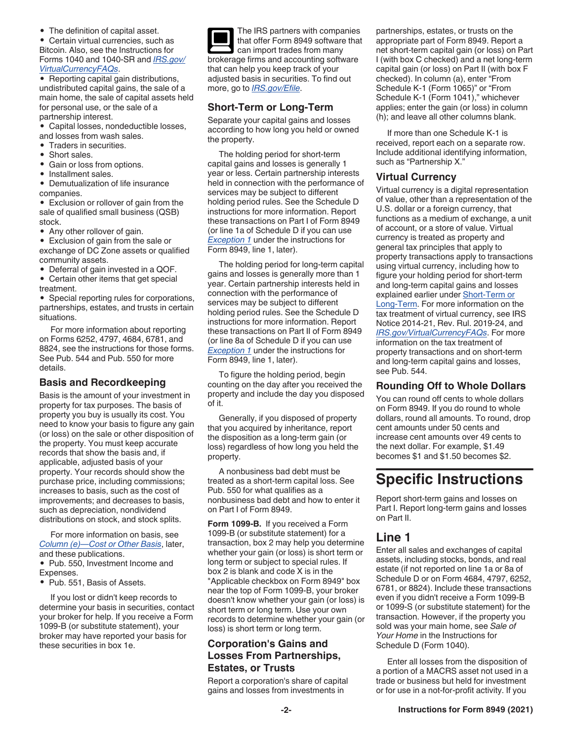- The definition of capital asset.
- Certain virtual currencies, such as Bitcoin. Also, see the Instructions for Forms 1040 and 1040-SR and *IRS.gov/VirtualCurrencyFAQs*.
- Reporting capital gain distributions, undistributed capital gains, the sale of a main home, the sale of capital assets held for personal use, or the sale of a partnership interest.
- Capital losses, nondeductible losses, and losses from wash sales.
- Traders in securities.
- Short sales.
- Gain or loss from options.
- Installment sales.
- Demutualization of life insurance companies.
- Exclusion or rollover of gain from the sale of qualified small business (QSB) stock.
- Any other rollover of gain.
- Exclusion of gain from the sale or exchange of DC Zone assets or qualified community assets.
- Deferral of gain invested in a QOF.
- Certain other items that get special treatment.
- Special reporting rules for corporations, partnerships, estates, and trusts in certain situations.

For more information about reporting on Forms 6252, 4797, 4684, 6781, and 8824, see the instructions for those forms. See Pub. 544 and Pub. 550 for more details.

## Basis and Recordkeeping

Basis is the amount of your investment in property for tax purposes. The basis of property you buy is usually its cost. You need to know your basis to figure any gain (or loss) on the sale or other disposition of the property. You must keep accurate records that show the basis and, if applicable, adjusted basis of your property. Your records should show the purchase price, including commissions; increases to basis, such as the cost of improvements; and decreases to basis, such as depreciation, nondividend distributions on stock, and stock splits.

For more information on basis, see *Column (e)—Cost or Other Basis*, later, and these publications.

- Pub. 550, Investment Income and Expenses.
- Pub. 551, Basis of Assets.

If you lost or didn't keep records to determine your basis in securities, contact your broker for help. If you receive a Form 1099-B (or substitute statement), your broker may have reported your basis for these securities in box 1e.

The IRS partners with companies that offer Form 8949 software that can import trades from many brokerage firms and accounting software that can help you keep track of your adjusted basis in securities. To find out more, go to *IRS.gov/Efile*.

## Short-Term or Long-Term

Separate your capital gains and losses according to how long you held or owned the property.

The holding period for short-term capital gains and losses is generally 1 year or less. Certain partnership interests held in connection with the performance of services may be subject to different holding period rules. See the Schedule D instructions for more information. Report these transactions on Part I of Form 8949 (or line 1a of Schedule D if you can use *Exception 1* under the instructions for Form 8949, line 1, later).

The holding period for long-term capital gains and losses is generally more than 1 year. Certain partnership interests held in connection with the performance of services may be subject to different holding period rules. See the Schedule D instructions for more information. Report these transactions on Part II of Form 8949 (or line 8a of Schedule D if you can use *Exception 1* under the instructions for Form 8949, line 1, later).

To figure the holding period, begin counting on the day after you received the property and include the day you disposed of it.

Generally, if you disposed of property that you acquired by inheritance, report the disposition as a long-term gain (or loss) regardless of how long you held the property.

A nonbusiness bad debt must be treated as a short-term capital loss. See Pub. 550 for what qualifies as a nonbusiness bad debt and how to enter it on Part I of Form 8949.

**Form 1099-B.** If you received a Form 1099-B (or substitute statement) for a transaction, box 2 may help you determine whether your gain (or loss) is short term or long term or subject to special rules. If box 2 is blank and code X is in the "Applicable checkbox on Form 8949" box near the top of Form 1099-B, your broker doesn't know whether your gain (or loss) is short term or long term. Use your own records to determine whether your gain (or loss) is short term or long term.

## Corporation's Gains and Losses From Partnerships, Estates, or Trusts

Report a corporation's share of capital gains and losses from investments in partnerships, estates, or trusts on the appropriate part of Form 8949. Report a net short-term capital gain (or loss) on Part I (with box C checked) and a net long-term capital gain (or loss) on Part II (with box F checked). In column (a), enter "From Schedule K-1 (Form 1065)" or "From Schedule K-1 (Form 1041)," whichever applies; enter the gain (or loss) in column (h); and leave all other columns blank.

If more than one Schedule K-1 is received, report each on a separate row. Include additional identifying information, such as "Partnership X."

## Virtual Currency

Virtual currency is a digital representation of value, other than a representation of the U.S. dollar or a foreign currency, that functions as a medium of exchange, a unit of account, or a store of value. Virtual currency is treated as property and general tax principles that apply to property transactions apply to transactions using virtual currency, including how to figure your holding period for short-term and long-term capital gains and losses explained earlier under Short-Term or Long-Term. For more information on the tax treatment of virtual currency, see IRS Notice 2014-21, Rev. Rul. 2019-24, and *IRS.gov/VirtualCurrencyFAQs*. For more information on the tax treatment of property transactions and on short-term and long-term capital gains and losses, see Pub. 544.

## Rounding Off to Whole Dollars

You can round off cents to whole dollars on Form 8949. If you do round to whole dollars, round all amounts. To round, drop cent amounts under 50 cents and increase cent amounts over 49 cents to the next dollar. For example, $1.49 becomes $1 and $1.50 becomes $2.

# Specific Instructions

Report short-term gains and losses on Part I. Report long-term gains and losses on Part II.

## Line 1

Enter all sales and exchanges of capital assets, including stocks, bonds, and real estate (if not reported on line 1a or 8a of Schedule D or on Form 4684, 4797, 6252, 6781, or 8824). Include these transactions even if you didn't receive a Form 1099-B or 1099-S (or substitute statement) for the transaction. However, if the property you sold was your main home, see *Sale of Your Home* in the Instructions for Schedule D (Form 1040).

Enter all losses from the disposition of a portion of a MACRS asset not used in a trade or business but held for investment or for use in a not-for-profit activity. If you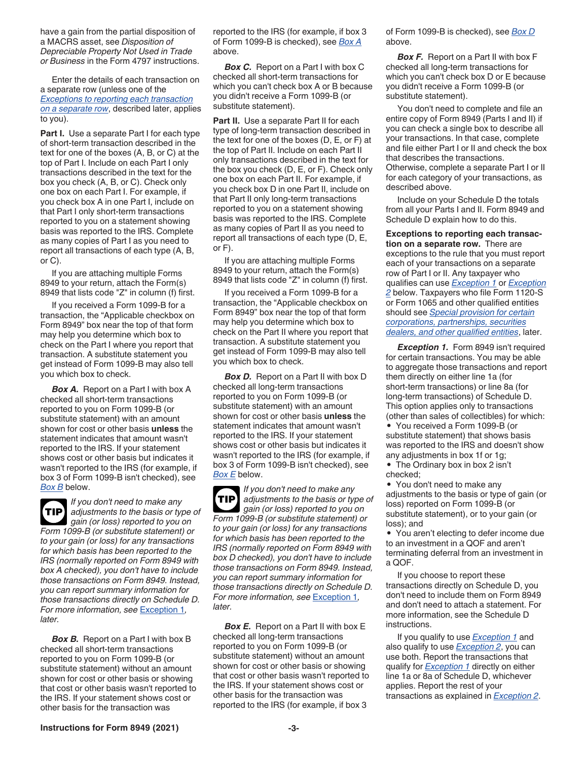have a gain from the partial disposition of a MACRS asset, see *Disposition of Depreciable Property Not Used in Trade or Business* in the Form 4797 instructions.

Enter the details of each transaction on a separate row (unless one of the *Exceptions to reporting each transaction on a separate row*, described later, applies to you).

**Part I.** Use a separate Part I for each type of short-term transaction described in the text for one of the boxes (A, B, or C) at the top of Part I. Include on each Part I only transactions described in the text for the box you check (A, B, or C). Check only one box on each Part I. For example, if you check box A in one Part I, include on that Part I only short-term transactions reported to you on a statement showing basis was reported to the IRS. Complete as many copies of Part I as you need to report all transactions of each type (A, B, or C).

If you are attaching multiple Forms 8949 to your return, attach the Form(s) 8949 that lists code "Z" in column (f) first.

If you received a Form 1099-B for a transaction, the "Applicable checkbox on Form 8949" box near the top of that form may help you determine which box to check on the Part I where you report that transaction. A substitute statement you get instead of Form 1099-B may also tell you which box to check.

***Box A.*** Report on a Part I with box A checked all short-term transactions reported to you on Form 1099-B (or substitute statement) with an amount shown for cost or other basis **unless** the statement indicates that amount wasn't reported to the IRS. If your statement shows cost or other basis but indicates it wasn't reported to the IRS (for example, if box 3 of Form 1099-B isn't checked), see *Box B* below.

**TIP** *If you don't need to make any adjustments to the basis or type of gain (or loss) reported to you on Form 1099-B (or substitute statement) or to your gain (or loss) for any transactions for which basis has been reported to the IRS (normally reported on Form 8949 with box A checked), you don't have to include those transactions on Form 8949. Instead, you can report summary information for those transactions directly on Schedule D. For more information, see* Exception 1*, later.*

***Box B.*** Report on a Part I with box B checked all short-term transactions reported to you on Form 1099-B (or substitute statement) without an amount shown for cost or other basis or showing that cost or other basis wasn't reported to the IRS. If your statement shows cost or other basis for the transaction was reported to the IRS (for example, if box 3 of Form 1099-B is checked), see *Box A* above.

***Box C.*** Report on a Part I with box C checked all short-term transactions for which you can't check box A or B because you didn't receive a Form 1099-B (or substitute statement).

**Part II.** Use a separate Part II for each type of long-term transaction described in the text for one of the boxes (D, E, or F) at the top of Part II. Include on each Part II only transactions described in the text for the box you check (D, E, or F). Check only one box on each Part II. For example, if you check box D in one Part II, include on that Part II only long-term transactions reported to you on a statement showing basis was reported to the IRS. Complete as many copies of Part II as you need to report all transactions of each type (D, E, or F).

If you are attaching multiple Forms 8949 to your return, attach the Form(s) 8949 that lists code "Z" in column (f) first.

If you received a Form 1099-B for a transaction, the "Applicable checkbox on Form 8949" box near the top of that form may help you determine which box to check on the Part II where you report that transaction. A substitute statement you get instead of Form 1099-B may also tell you which box to check.

***Box D.*** Report on a Part II with box D checked all long-term transactions reported to you on Form 1099-B (or substitute statement) with an amount shown for cost or other basis **unless** the statement indicates that amount wasn't reported to the IRS. If your statement shows cost or other basis but indicates it wasn't reported to the IRS (for example, if box 3 of Form 1099-B isn't checked), see *Box E* below.

**TIP** *If you don't need to make any adjustments to the basis or type of gain (or loss) reported to you on Form 1099-B (or substitute statement) or to your gain (or loss) for any transactions for which basis has been reported to the IRS (normally reported on Form 8949 with box D checked), you don't have to include those transactions on Form 8949. Instead, you can report summary information for those transactions directly on Schedule D. For more information, see* Exception 1*, later.*

***Box E.*** Report on a Part II with box E checked all long-term transactions reported to you on Form 1099-B (or substitute statement) without an amount shown for cost or other basis or showing that cost or other basis wasn't reported to the IRS. If your statement shows cost or other basis for the transaction was reported to the IRS (for example, if box 3 of Form 1099-B is checked), see *Box D* above.

***Box F.*** Report on a Part II with box F checked all long-term transactions for which you can't check box D or E because you didn't receive a Form 1099-B (or substitute statement).

You don't need to complete and file an entire copy of Form 8949 (Parts I and II) if you can check a single box to describe all your transactions. In that case, complete and file either Part I or II and check the box that describes the transactions. Otherwise, complete a separate Part I or II for each category of your transactions, as described above.

Include on your Schedule D the totals from all your Parts I and II. Form 8949 and Schedule D explain how to do this.

**Exceptions to reporting each transaction on a separate row.** There are exceptions to the rule that you must report each of your transactions on a separate row of Part I or II. Any taxpayer who qualifies can use *Exception 1* or *Exception 2* below. Taxpayers who file Form 1120-S or Form 1065 and other qualified entities should see *Special provision for certain corporations, partnerships, securities dealers, and other qualified entities*, later.

***Exception 1.*** Form 8949 isn't required for certain transactions. You may be able to aggregate those transactions and report them directly on either line 1a (for short-term transactions) or line 8a (for long-term transactions) of Schedule D. This option applies only to transactions (other than sales of collectibles) for which:

- You received a Form 1099-B (or substitute statement) that shows basis was reported to the IRS and doesn't show any adjustments in box 1f or 1g;
- The Ordinary box in box 2 isn't checked;
- You don't need to make any adjustments to the basis or type of gain (or loss) reported on Form 1099-B (or substitute statement), or to your gain (or loss); and
- You aren't electing to defer income due to an investment in a QOF and aren't terminating deferral from an investment in a QOF.

If you choose to report these transactions directly on Schedule D, you don't need to include them on Form 8949 and don't need to attach a statement. For more information, see the Schedule D instructions.

If you qualify to use *Exception 1* and also qualify to use *Exception 2*, you can use both. Report the transactions that qualify for *Exception 1* directly on either line 1a or 8a of Schedule D, whichever applies. Report the rest of your transactions as explained in *Exception 2*.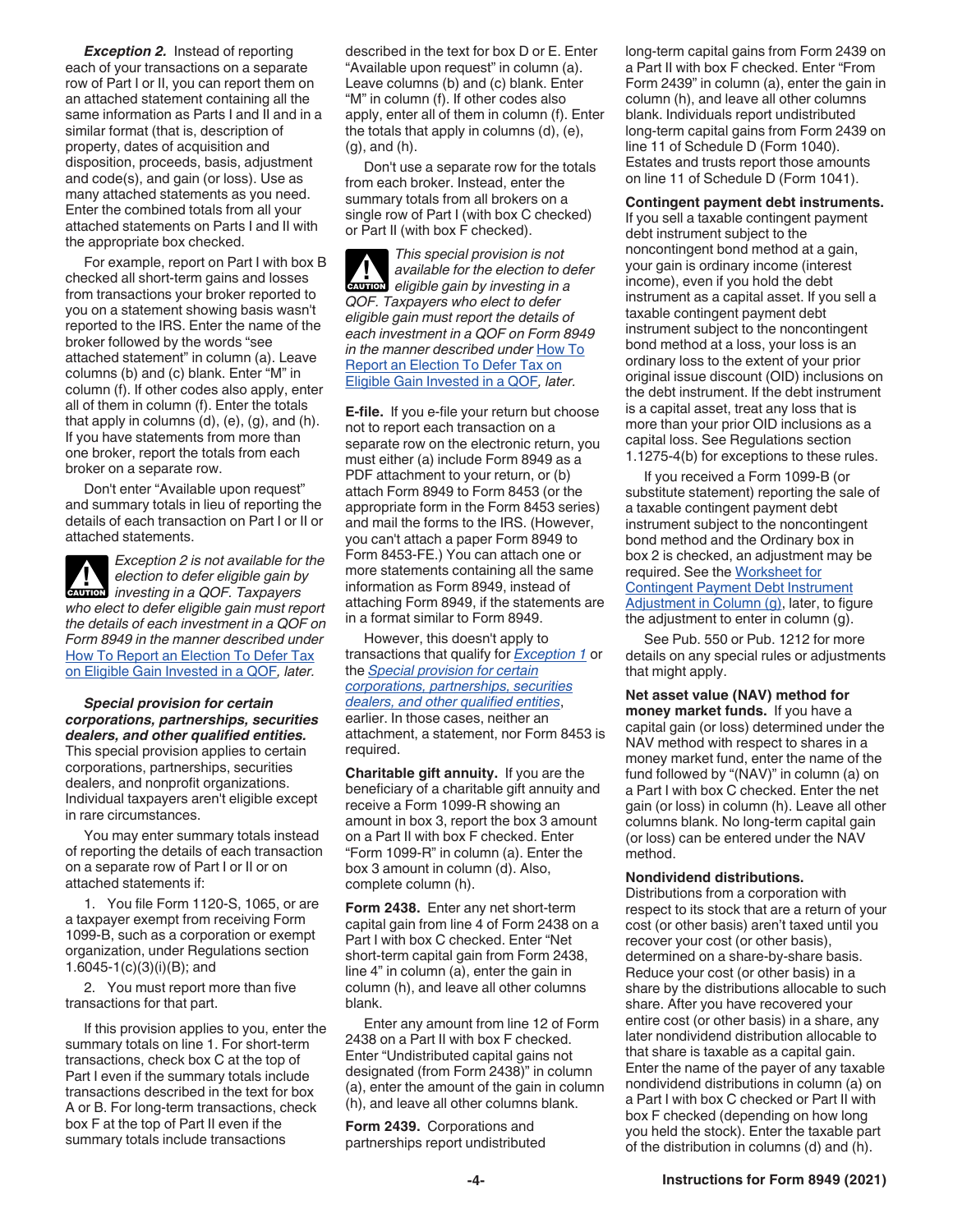***Exception 2.*** Instead of reporting each of your transactions on a separate row of Part I or II, you can report them on an attached statement containing all the same information as Parts I and II and in a similar format (that is, description of property, dates of acquisition and disposition, proceeds, basis, adjustment and code(s), and gain (or loss). Use as many attached statements as you need. Enter the combined totals from all your attached statements on Parts I and II with the appropriate box checked.

For example, report on Part I with box B checked all short-term gains and losses from transactions your broker reported to you on a statement showing basis wasn't reported to the IRS. Enter the name of the broker followed by the words "see attached statement" in column (a). Leave columns (b) and (c) blank. Enter "M" in column (f). If other codes also apply, enter all of them in column (f). Enter the totals that apply in columns (d), (e), (g), and (h). If you have statements from more than one broker, report the totals from each broker on a separate row.

Don't enter "Available upon request" and summary totals in lieu of reporting the details of each transaction on Part I or II or attached statements.

**CAUTION** *Exception 2 is not available for the election to defer eligible gain by investing in a QOF. Taxpayers who elect to defer eligible gain must report the details of each investment in a QOF on Form 8949 in the manner described under* How To Report an Election To Defer Tax on Eligible Gain Invested in a QOF*, later.*

***Special provision for certain corporations, partnerships, securities dealers, and other qualified entities.*** This special provision applies to certain corporations, partnerships, securities dealers, and nonprofit organizations. Individual taxpayers aren't eligible except in rare circumstances.

You may enter summary totals instead of reporting the details of each transaction on a separate row of Part I or II or on attached statements if:

1. You file Form 1120-S, 1065, or are a taxpayer exempt from receiving Form 1099-B, such as a corporation or exempt organization, under Regulations section 1.6045-1(c)(3)(i)(B); and
2. You must report more than five transactions for that part.

If this provision applies to you, enter the summary totals on line 1. For short-term transactions, check box C at the top of Part I even if the summary totals include transactions described in the text for box A or B. For long-term transactions, check box F at the top of Part II even if the summary totals include transactions described in the text for box D or E. Enter "Available upon request" in column (a). Leave columns (b) and (c) blank. Enter "M" in column (f). If other codes also apply, enter all of them in column (f). Enter the totals that apply in columns (d), (e), (g), and (h).

Don't use a separate row for the totals from each broker. Instead, enter the summary totals from all brokers on a single row of Part I (with box C checked) or Part II (with box F checked).

**CAUTION** *This special provision is not available for the election to defer eligible gain by investing in a QOF. Taxpayers who elect to defer eligible gain must report the details of each investment in a QOF on Form 8949 in the manner described under* How To Report an Election To Defer Tax on Eligible Gain Invested in a QOF*, later.*

**E-file.** If you e-file your return but choose not to report each transaction on a separate row on the electronic return, you must either (a) include Form 8949 as a PDF attachment to your return, or (b) attach Form 8949 to Form 8453 (or the appropriate form in the Form 8453 series) and mail the forms to the IRS. (However, you can't attach a paper Form 8949 to Form 8453-FE.) You can attach one or more statements containing all the same information as Form 8949, instead of attaching Form 8949, if the statements are in a format similar to Form 8949.

However, this doesn't apply to transactions that qualify for *Exception 1* or the *Special provision for certain corporations, partnerships, securities dealers, and other qualified entities*, earlier. In those cases, neither an attachment, a statement, nor Form 8453 is required.

**Charitable gift annuity.** If you are the beneficiary of a charitable gift annuity and receive a Form 1099-R showing an amount in box 3, report the box 3 amount on a Part II with box F checked. Enter "Form 1099-R" in column (a). Enter the box 3 amount in column (d). Also, complete column (h).

**Form 2438.** Enter any net short-term capital gain from line 4 of Form 2438 on a Part I with box C checked. Enter "Net short-term capital gain from Form 2438, line 4" in column (a), enter the gain in column (h), and leave all other columns blank.

Enter any amount from line 12 of Form 2438 on a Part II with box F checked. Enter "Undistributed capital gains not designated (from Form 2438)" in column (a), enter the amount of the gain in column (h), and leave all other columns blank.

**Form 2439.** Corporations and partnerships report undistributed long-term capital gains from Form 2439 on a Part II with box F checked. Enter "From Form 2439" in column (a), enter the gain in column (h), and leave all other columns blank. Individuals report undistributed long-term capital gains from Form 2439 on line 11 of Schedule D (Form 1040). Estates and trusts report those amounts on line 11 of Schedule D (Form 1041).

**Contingent payment debt instruments.** If you sell a taxable contingent payment debt instrument subject to the noncontingent bond method at a gain, your gain is ordinary income (interest income), even if you hold the debt instrument as a capital asset. If you sell a taxable contingent payment debt instrument subject to the noncontingent bond method at a loss, your loss is an ordinary loss to the extent of your prior original issue discount (OID) inclusions on the debt instrument. If the debt instrument is a capital asset, treat any loss that is more than your prior OID inclusions as a capital loss. See Regulations section 1.1275-4(b) for exceptions to these rules.

If you received a Form 1099-B (or substitute statement) reporting the sale of a taxable contingent payment debt instrument subject to the noncontingent bond method and the Ordinary box in box 2 is checked, an adjustment may be required. See the Worksheet for Contingent Payment Debt Instrument Adjustment in Column (g), later, to figure the adjustment to enter in column (g).

See Pub. 550 or Pub. 1212 for more details on any special rules or adjustments that might apply.

**Net asset value (NAV) method for money market funds.** If you have a capital gain (or loss) determined under the NAV method with respect to shares in a money market fund, enter the name of the fund followed by "(NAV)" in column (a) on a Part I with box C checked. Enter the net gain (or loss) in column (h). Leave all other columns blank. No long-term capital gain (or loss) can be entered under the NAV method.

**Nondividend distributions.** Distributions from a corporation with respect to its stock that are a return of your cost (or other basis) aren't taxed until you recover your cost (or other basis), determined on a share-by-share basis. Reduce your cost (or other basis) in a share by the distributions allocable to such share. After you have recovered your entire cost (or other basis) in a share, any later nondividend distribution allocable to that share is taxable as a capital gain. Enter the name of the payer of any taxable nondividend distributions in column (a) on a Part I with box C checked or Part II with box F checked (depending on how long you held the stock). Enter the taxable part of the distribution in columns (d) and (h).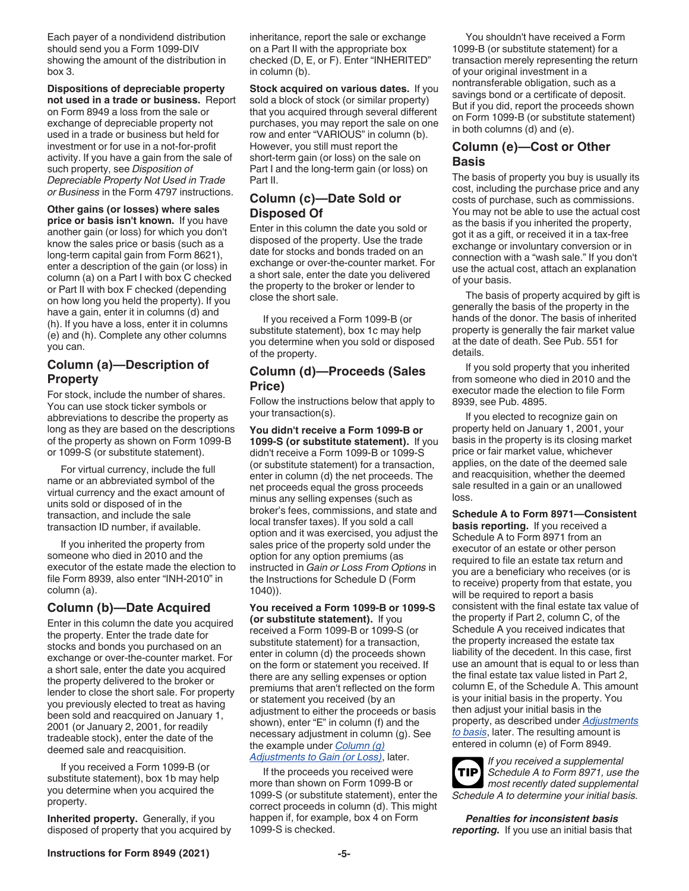Each payer of a nondividend distribution should send you a Form 1099-DIV showing the amount of the distribution in box 3.

**Dispositions of depreciable property not used in a trade or business.** Report on Form 8949 a loss from the sale or exchange of depreciable property not used in a trade or business but held for investment or for use in a not-for-profit activity. If you have a gain from the sale of such property, see *Disposition of Depreciable Property Not Used in Trade or Business* in the Form 4797 instructions.

**Other gains (or losses) where sales price or basis isn't known.** If you have another gain (or loss) for which you don't know the sales price or basis (such as a long-term capital gain from Form 8621), enter a description of the gain (or loss) in column (a) on a Part I with box C checked or Part II with box F checked (depending on how long you held the property). If you have a gain, enter it in columns (d) and (h). If you have a loss, enter it in columns (e) and (h). Complete any other columns you can.

## Column (a)—Description of Property

For stock, include the number of shares. You can use stock ticker symbols or abbreviations to describe the property as long as they are based on the descriptions of the property as shown on Form 1099-B or 1099-S (or substitute statement).

For virtual currency, include the full name or an abbreviated symbol of the virtual currency and the exact amount of units sold or disposed of in the transaction, and include the sale transaction ID number, if available.

If you inherited the property from someone who died in 2010 and the executor of the estate made the election to file Form 8939, also enter "INH-2010" in column (a).

## Column (b)—Date Acquired

Enter in this column the date you acquired the property. Enter the trade date for stocks and bonds you purchased on an exchange or over-the-counter market. For a short sale, enter the date you acquired the property delivered to the broker or lender to close the short sale. For property you previously elected to treat as having been sold and reacquired on January 1, 2001 (or January 2, 2001, for readily tradeable stock), enter the date of the deemed sale and reacquisition.

If you received a Form 1099-B (or substitute statement), box 1b may help you determine when you acquired the property.

**Inherited property.** Generally, if you disposed of property that you acquired by inheritance, report the sale or exchange on a Part II with the appropriate box checked (D, E, or F). Enter "INHERITED" in column (b).

**Stock acquired on various dates.** If you sold a block of stock (or similar property) that you acquired through several different purchases, you may report the sale on one row and enter "VARIOUS" in column (b). However, you still must report the short-term gain (or loss) on the sale on Part I and the long-term gain (or loss) on Part II.

## Column (c)—Date Sold or Disposed Of

Enter in this column the date you sold or disposed of the property. Use the trade date for stocks and bonds traded on an exchange or over-the-counter market. For a short sale, enter the date you delivered the property to the broker or lender to close the short sale.

If you received a Form 1099-B (or substitute statement), box 1c may help you determine when you sold or disposed of the property.

## Column (d)—Proceeds (Sales Price)

Follow the instructions below that apply to your transaction(s).

**You didn't receive a Form 1099-B or 1099-S (or substitute statement).** If you didn't receive a Form 1099-B or 1099-S (or substitute statement) for a transaction, enter in column (d) the net proceeds. The net proceeds equal the gross proceeds minus any selling expenses (such as broker's fees, commissions, and state and local transfer taxes). If you sold a call option and it was exercised, you adjust the sales price of the property sold under the option for any option premiums (as instructed in *Gain or Loss From Options* in the Instructions for Schedule D (Form 1040)).

**You received a Form 1099-B or 1099-S (or substitute statement).** If you received a Form 1099-B or 1099-S (or substitute statement) for a transaction, enter in column (d) the proceeds shown on the form or statement you received. If there are any selling expenses or option premiums that aren't reflected on the form or statement you received (by an adjustment to either the proceeds or basis shown), enter "E" in column (f) and the necessary adjustment in column (g). See the example under Column (g) Adjustments to Gain (or Loss), later.

If the proceeds you received were more than shown on Form 1099-B or 1099-S (or substitute statement), enter the correct proceeds in column (d). This might happen if, for example, box 4 on Form 1099-S is checked.

You shouldn't have received a Form 1099-B (or substitute statement) for a transaction merely representing the return of your original investment in a nontransferable obligation, such as a savings bond or a certificate of deposit. But if you did, report the proceeds shown on Form 1099-B (or substitute statement) in both columns (d) and (e).

## Column (e)—Cost or Other Basis

The basis of property you buy is usually its cost, including the purchase price and any costs of purchase, such as commissions. You may not be able to use the actual cost as the basis if you inherited the property, got it as a gift, or received it in a tax-free exchange or involuntary conversion or in connection with a "wash sale." If you don't use the actual cost, attach an explanation of your basis.

The basis of property acquired by gift is generally the basis of the property in the hands of the donor. The basis of inherited property is generally the fair market value at the date of death. See Pub. 551 for details.

If you sold property that you inherited from someone who died in 2010 and the executor made the election to file Form 8939, see Pub. 4895.

If you elected to recognize gain on property held on January 1, 2001, your basis in the property is its closing market price or fair market value, whichever applies, on the date of the deemed sale and reacquisition, whether the deemed sale resulted in a gain or an unallowed loss.

**Schedule A to Form 8971—Consistent basis reporting.** If you received a Schedule A to Form 8971 from an executor of an estate or other person required to file an estate tax return and you are a beneficiary who receives (or is to receive) property from that estate, you will be required to report a basis consistent with the final estate tax value of the property if Part 2, column C, of the Schedule A you received indicates that the property increased the estate tax liability of the decedent. In this case, first use an amount that is equal to or less than the final estate tax value listed in Part 2, column E, of the Schedule A. This amount is your initial basis in the property. You then adjust your initial basis in the property, as described under Adjustments to basis, later. The resulting amount is entered in column (e) of Form 8949.

**TIP** *If you received a supplemental Schedule A to Form 8971, use the most recently dated supplemental Schedule A to determine your initial basis.*

***Penalties for inconsistent basis reporting.*** If you use an initial basis that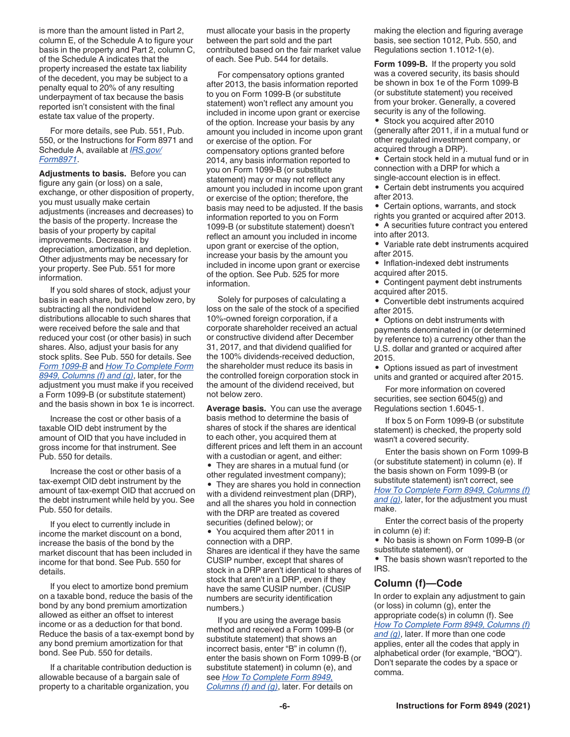is more than the amount listed in Part 2, column E, of the Schedule A to figure your basis in the property and Part 2, column C, of the Schedule A indicates that the property increased the estate tax liability of the decedent, you may be subject to a penalty equal to 20% of any resulting underpayment of tax because the basis reported isn't consistent with the final estate tax value of the property.

For more details, see Pub. 551, Pub. 550, or the Instructions for Form 8971 and Schedule A, available at *IRS.gov/Form8971*.

**Adjustments to basis.** Before you can figure any gain (or loss) on a sale, exchange, or other disposition of property, you must usually make certain adjustments (increases and decreases) to the basis of the property. Increase the basis of your property by capital improvements. Decrease it by depreciation, amortization, and depletion. Other adjustments may be necessary for your property. See Pub. 551 for more information.

If you sold shares of stock, adjust your basis in each share, but not below zero, by subtracting all the nondividend distributions allocable to such shares that were received before the sale and that reduced your cost (or other basis) in such shares. Also, adjust your basis for any stock splits. See Pub. 550 for details. See *Form 1099-B* and *How To Complete Form 8949, Columns (f) and (g)*, later, for the adjustment you must make if you received a Form 1099-B (or substitute statement) and the basis shown in box 1e is incorrect.

Increase the cost or other basis of a taxable OID debt instrument by the amount of OID that you have included in gross income for that instrument. See Pub. 550 for details.

Increase the cost or other basis of a tax-exempt OID debt instrument by the amount of tax-exempt OID that accrued on the debt instrument while held by you. See Pub. 550 for details.

If you elect to currently include in income the market discount on a bond, increase the basis of the bond by the market discount that has been included in income for that bond. See Pub. 550 for details.

If you elect to amortize bond premium on a taxable bond, reduce the basis of the bond by any bond premium amortization allowed as either an offset to interest income or as a deduction for that bond. Reduce the basis of a tax-exempt bond by any bond premium amortization for that bond. See Pub. 550 for details.

If a charitable contribution deduction is allowable because of a bargain sale of property to a charitable organization, you must allocate your basis in the property between the part sold and the part contributed based on the fair market value of each. See Pub. 544 for details.

For compensatory options granted after 2013, the basis information reported to you on Form 1099-B (or substitute statement) won't reflect any amount you included in income upon grant or exercise of the option. Increase your basis by any amount you included in income upon grant or exercise of the option. For compensatory options granted before 2014, any basis information reported to you on Form 1099-B (or substitute statement) may or may not reflect any amount you included in income upon grant or exercise of the option; therefore, the basis may need to be adjusted. If the basis information reported to you on Form 1099-B (or substitute statement) doesn't reflect an amount you included in income upon grant or exercise of the option, increase your basis by the amount you included in income upon grant or exercise of the option. See Pub. 525 for more information.

Solely for purposes of calculating a loss on the sale of the stock of a specified 10%-owned foreign corporation, if a corporate shareholder received an actual or constructive dividend after December 31, 2017, and that dividend qualified for the 100% dividends-received deduction, the shareholder must reduce its basis in the controlled foreign corporation stock in the amount of the dividend received, but not below zero.

**Average basis.** You can use the average basis method to determine the basis of shares of stock if the shares are identical to each other, you acquired them at different prices and left them in an account with a custodian or agent, and either:

- They are shares in a mutual fund (or other regulated investment company);
- They are shares you hold in connection with a dividend reinvestment plan (DRP), and all the shares you hold in connection with the DRP are treated as covered securities (defined below); or
- You acquired them after 2011 in connection with a DRP.

Shares are identical if they have the same CUSIP number, except that shares of stock in a DRP aren't identical to shares of stock that aren't in a DRP, even if they have the same CUSIP number. (CUSIP numbers are security identification numbers.)

If you are using the average basis method and received a Form 1099-B (or substitute statement) that shows an incorrect basis, enter "B" in column (f), enter the basis shown on Form 1099-B (or substitute statement) in column (e), and see *How To Complete Form 8949, Columns (f) and (g)*, later. For details on making the election and figuring average basis, see section 1012, Pub. 550, and Regulations section 1.1012-1(e).

**Form 1099-B.** If the property you sold was a covered security, its basis should be shown in box 1e of the Form 1099-B (or substitute statement) you received from your broker. Generally, a covered security is any of the following.

- Stock you acquired after 2010 (generally after 2011, if in a mutual fund or other regulated investment company, or acquired through a DRP).
- Certain stock held in a mutual fund or in connection with a DRP for which a single-account election is in effect.
- Certain debt instruments you acquired after 2013.
- Certain options, warrants, and stock rights you granted or acquired after 2013.
- A securities future contract you entered into after 2013.
- Variable rate debt instruments acquired after 2015.
- Inflation-indexed debt instruments acquired after 2015.
- Contingent payment debt instruments acquired after 2015.
- Convertible debt instruments acquired after 2015.
- Options on debt instruments with payments denominated in (or determined by reference to) a currency other than the U.S. dollar and granted or acquired after 2015.
- Options issued as part of investment units and granted or acquired after 2015.

For more information on covered securities, see section 6045(g) and Regulations section 1.6045-1.

If box 5 on Form 1099-B (or substitute statement) is checked, the property sold wasn't a covered security.

Enter the basis shown on Form 1099-B (or substitute statement) in column (e). If the basis shown on Form 1099-B (or substitute statement) isn't correct, see *How To Complete Form 8949, Columns (f) and (g)*, later, for the adjustment you must make.

Enter the correct basis of the property in column (e) if:

- No basis is shown on Form 1099-B (or substitute statement), or
- The basis shown wasn't reported to the IRS.

## Column (f)—Code

In order to explain any adjustment to gain (or loss) in column (g), enter the appropriate code(s) in column (f). See *How To Complete Form 8949, Columns (f) and (g)*, later. If more than one code applies, enter all the codes that apply in alphabetical order (for example, "BOQ"). Don't separate the codes by a space or comma.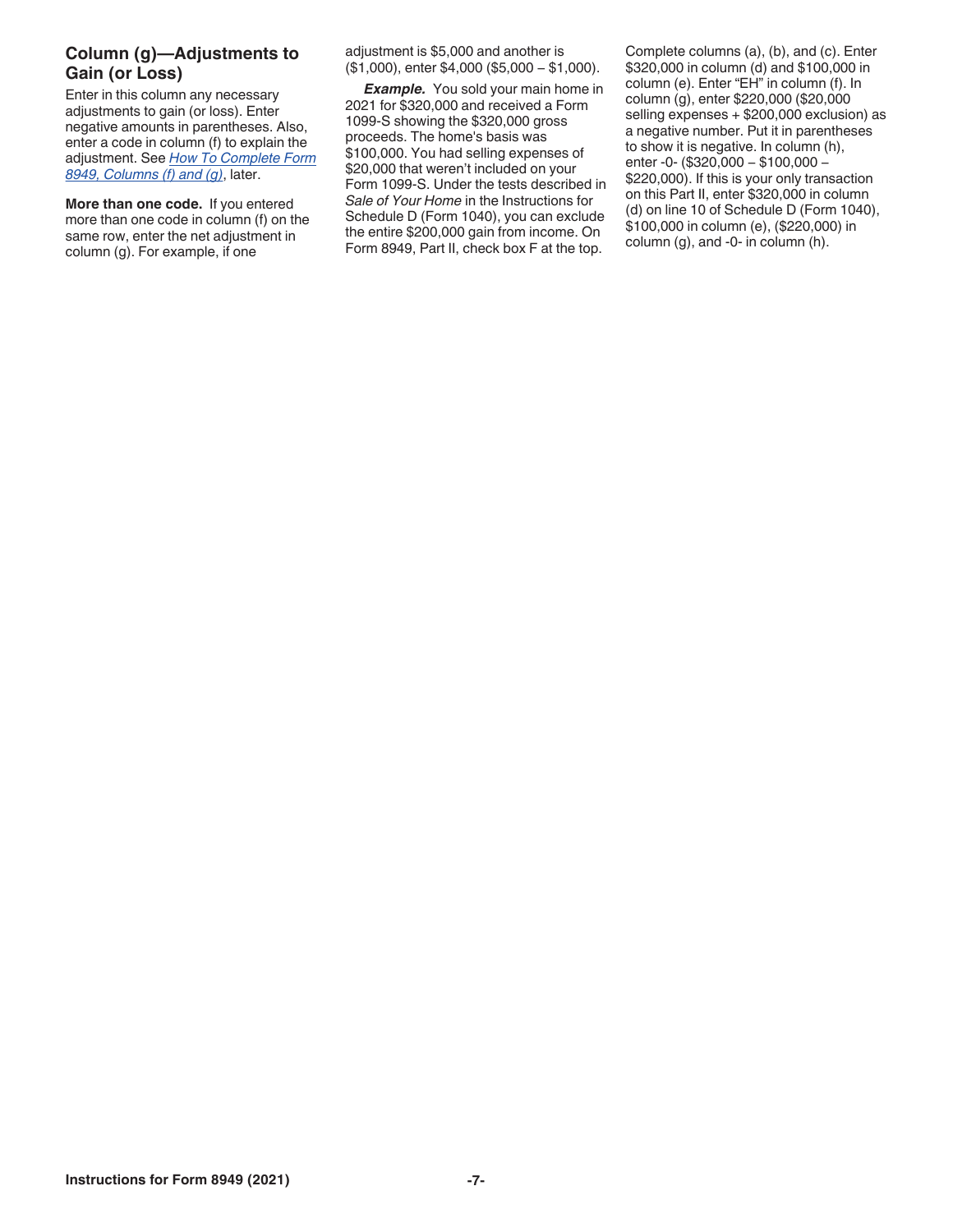### Column (g)—Adjustments to Gain (or Loss)

Enter in this column any necessary adjustments to gain (or loss). Enter negative amounts in parentheses. Also, enter a code in column (f) to explain the adjustment. See *How To Complete Form 8949, Columns (f) and (g)*, later.

**More than one code.** If you entered more than one code in column (f) on the same row, enter the net adjustment in column (g). For example, if one adjustment is $5,000 and another is ($1,000), enter $4,000 ($5,000 – $1,000).

***Example.*** You sold your main home in 2021 for $320,000 and received a Form 1099-S showing the $320,000 gross proceeds. The home's basis was $100,000. You had selling expenses of $20,000 that weren't included on your Form 1099-S. Under the tests described in *Sale of Your Home* in the Instructions for Schedule D (Form 1040), you can exclude the entire $200,000 gain from income. On Form 8949, Part II, check box F at the top. Complete columns (a), (b), and (c). Enter $320,000 in column (d) and $100,000 in column (e). Enter "EH" in column (f). In column (g), enter $220,000 ($20,000 selling expenses + $200,000 exclusion) as a negative number. Put it in parentheses to show it is negative. In column (h), enter -0- ($320,000 – $100,000 – $220,000). If this is your only transaction on this Part II, enter $320,000 in column (d) on line 10 of Schedule D (Form 1040), $100,000 in column (e), ($220,000) in column (g), and -0- in column (h).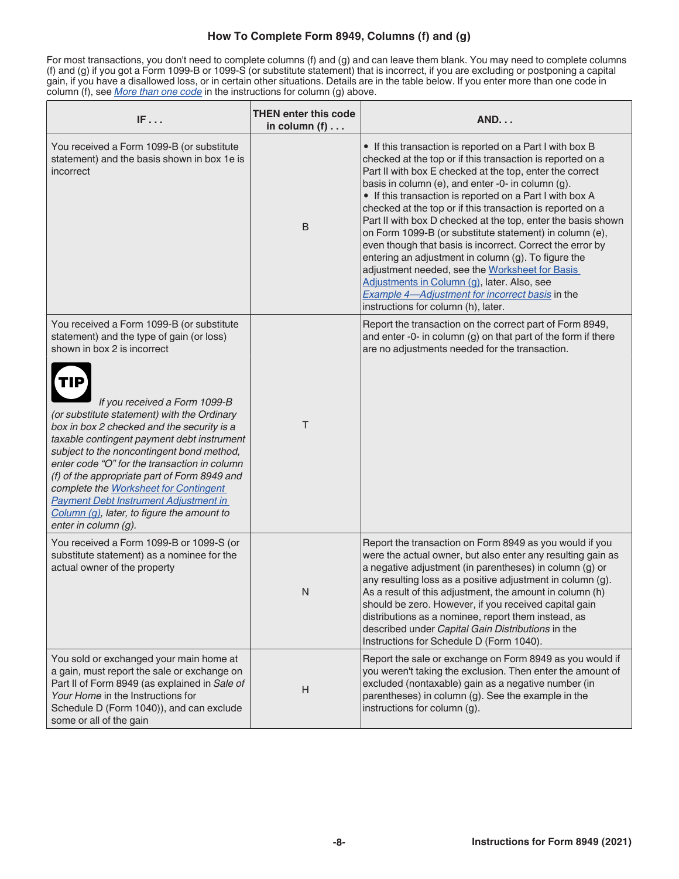## How To Complete Form 8949, Columns (f) and (g)

For most transactions, you don't need to complete columns (f) and (g) and can leave them blank. You may need to complete columns (f) and (g) if you got a Form 1099-B or 1099-S (or substitute statement) that is incorrect, if you are excluding or postponing a capital gain, if you have a disallowed loss, or in certain other situations. Details are in the table below. If you enter more than one code in column (f), see More than one code in the instructions for column (g) above.

| IF . . . | THEN enter this code in column (f) . . . | AND. . . |
|---|---|---|
| You received a Form 1099-B (or substitute statement) and the basis shown in box 1e is incorrect | B | • If this transaction is reported on a Part I with box B checked at the top or if this transaction is reported on a Part II with box E checked at the top, enter the correct basis in column (e), and enter -0- in column (g).<br>• If this transaction is reported on a Part I with box A checked at the top or if this transaction is reported on a Part II with box D checked at the top, enter the basis shown on Form 1099-B (or substitute statement) in column (e), even though that basis is incorrect. Correct the error by entering an adjustment in column (g). To figure the adjustment needed, see the Worksheet for Basis Adjustments in Column (g), later. Also, see *Example 4—Adjustment for incorrect basis* in the instructions for column (h), later. |
| You received a Form 1099-B (or substitute statement) and the type of gain (or loss) shown in box 2 is incorrect<br><br>**TIP** *If you received a Form 1099-B (or substitute statement) with the Ordinary box in box 2 checked and the security is a taxable contingent payment debt instrument subject to the noncontingent bond method, enter code "O" for the transaction in column (f) of the appropriate part of Form 8949 and complete the Worksheet for Contingent Payment Debt Instrument Adjustment in Column (g), later, to figure the amount to enter in column (g).* | T | Report the transaction on the correct part of Form 8949, and enter -0- in column (g) on that part of the form if there are no adjustments needed for the transaction. |
| You received a Form 1099-B or 1099-S (or substitute statement) as a nominee for the actual owner of the property | N | Report the transaction on Form 8949 as you would if you were the actual owner, but also enter any resulting gain as a negative adjustment (in parentheses) in column (g) or any resulting loss as a positive adjustment in column (g). As a result of this adjustment, the amount in column (h) should be zero. However, if you received capital gain distributions as a nominee, report them instead, as described under *Capital Gain Distributions* in the Instructions for Schedule D (Form 1040). |
| You sold or exchanged your main home at a gain, must report the sale or exchange on Part II of Form 8949 (as explained in *Sale of Your Home* in the Instructions for Schedule D (Form 1040)), and can exclude some or all of the gain | H | Report the sale or exchange on Form 8949 as you would if you weren't taking the exclusion. Then enter the amount of excluded (nontaxable) gain as a negative number (in parentheses) in column (g). See the example in the instructions for column (g). |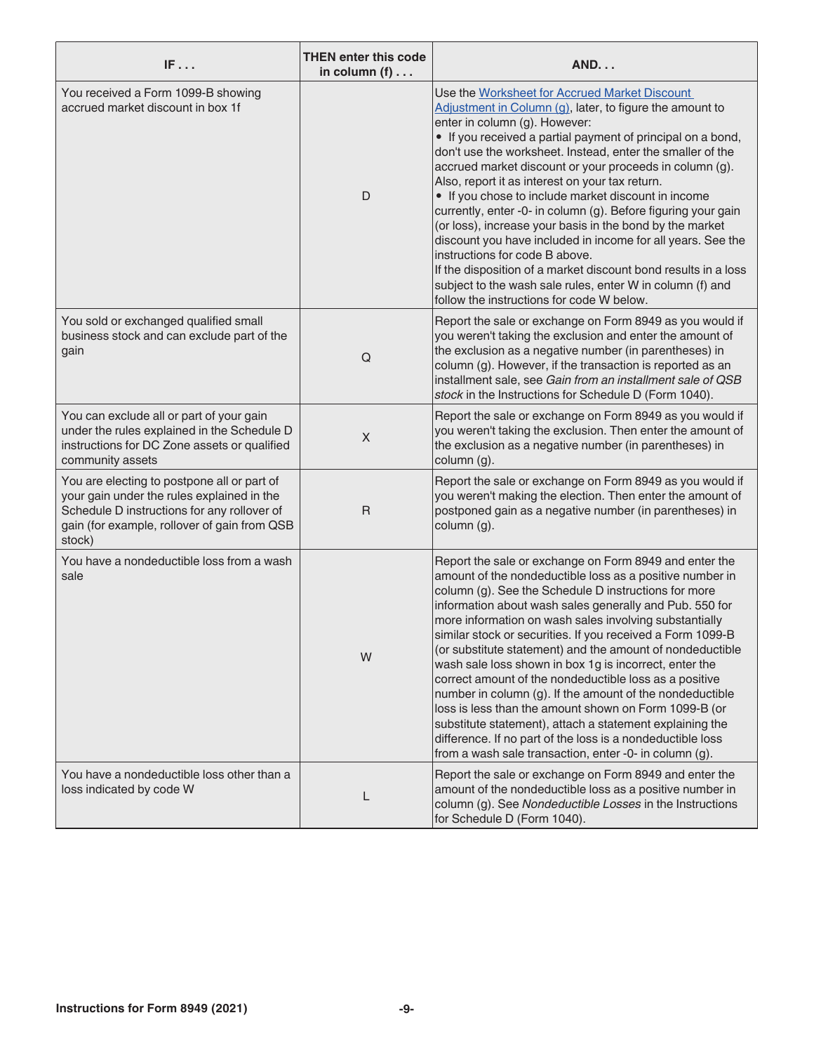| IF . . . | THEN enter this code in column (f) . . . | AND. . . |
|---|---|---|
| You received a Form 1099-B showing accrued market discount in box 1f | D | Use the Worksheet for Accrued Market Discount Adjustment in Column (g), later, to figure the amount to enter in column (g). However: • If you received a partial payment of principal on a bond, don't use the worksheet. Instead, enter the smaller of the accrued market discount or your proceeds in column (g). Also, report it as interest on your tax return. • If you chose to include market discount in income currently, enter -0- in column (g). Before figuring your gain (or loss), increase your basis in the bond by the market discount you have included in income for all years. See the instructions for code B above. If the disposition of a market discount bond results in a loss subject to the wash sale rules, enter W in column (f) and follow the instructions for code W below. |
| You sold or exchanged qualified small business stock and can exclude part of the gain | Q | Report the sale or exchange on Form 8949 as you would if you weren't taking the exclusion and enter the amount of the exclusion as a negative number (in parentheses) in column (g). However, if the transaction is reported as an installment sale, see *Gain from an installment sale of QSB stock* in the Instructions for Schedule D (Form 1040). |
| You can exclude all or part of your gain under the rules explained in the Schedule D instructions for DC Zone assets or qualified community assets | X | Report the sale or exchange on Form 8949 as you would if you weren't taking the exclusion. Then enter the amount of the exclusion as a negative number (in parentheses) in column (g). |
| You are electing to postpone all or part of your gain under the rules explained in the Schedule D instructions for any rollover of gain (for example, rollover of gain from QSB stock) | R | Report the sale or exchange on Form 8949 as you would if you weren't making the election. Then enter the amount of postponed gain as a negative number (in parentheses) in column (g). |
| You have a nondeductible loss from a wash sale | W | Report the sale or exchange on Form 8949 and enter the amount of the nondeductible loss as a positive number in column (g). See the Schedule D instructions for more information about wash sales generally and Pub. 550 for more information on wash sales involving substantially similar stock or securities. If you received a Form 1099-B (or substitute statement) and the amount of nondeductible wash sale loss shown in box 1g is incorrect, enter the correct amount of the nondeductible loss as a positive number in column (g). If the amount of the nondeductible loss is less than the amount shown on Form 1099-B (or substitute statement), attach a statement explaining the difference. If no part of the loss is a nondeductible loss from a wash sale transaction, enter -0- in column (g). |
| You have a nondeductible loss other than a loss indicated by code W | L | Report the sale or exchange on Form 8949 and enter the amount of the nondeductible loss as a positive number in column (g). See *Nondeductible Losses* in the Instructions for Schedule D (Form 1040). |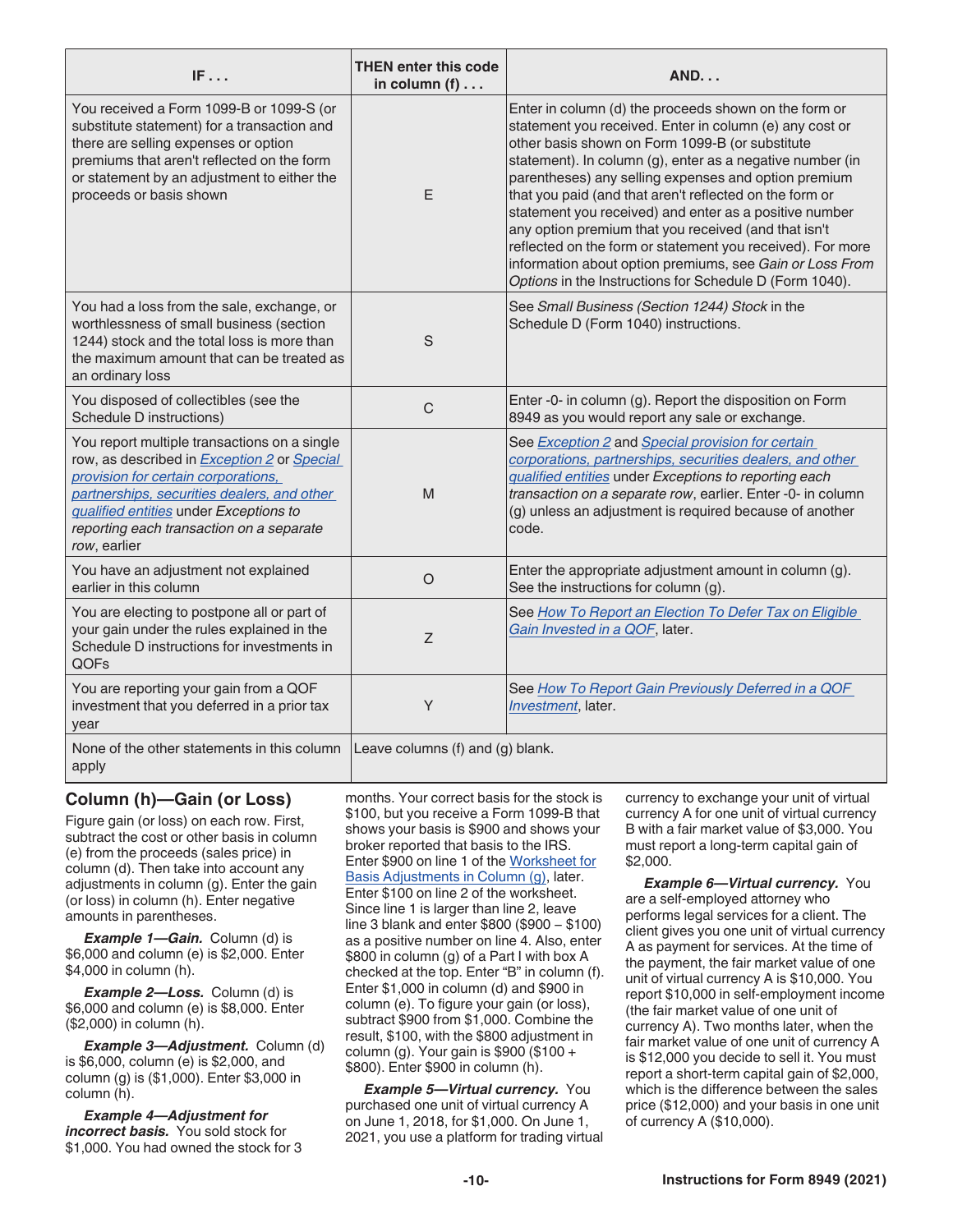| IF . . . | THEN enter this code in column (f) . . . | AND. . . |
|---|---|---|
| You received a Form 1099-B or 1099-S (or substitute statement) for a transaction and there are selling expenses or option premiums that aren't reflected on the form or statement by an adjustment to either the proceeds or basis shown | E | Enter in column (d) the proceeds shown on the form or statement you received. Enter in column (e) any cost or other basis shown on Form 1099-B (or substitute statement). In column (g), enter as a negative number (in parentheses) any selling expenses and option premium that you paid (and that aren't reflected on the form or statement you received) and enter as a positive number any option premium that you received (and that isn't reflected on the form or statement you received). For more information about option premiums, see *Gain or Loss From Options* in the Instructions for Schedule D (Form 1040). |
| You had a loss from the sale, exchange, or worthlessness of small business (section 1244) stock and the total loss is more than the maximum amount that can be treated as an ordinary loss | S | See *Small Business (Section 1244) Stock* in the Schedule D (Form 1040) instructions. |
| You disposed of collectibles (see the Schedule D instructions) | C | Enter -0- in column (g). Report the disposition on Form 8949 as you would report any sale or exchange. |
| You report multiple transactions on a single row, as described in Exception 2 or Special provision for certain corporations, partnerships, securities dealers, and other qualified entities under *Exceptions to reporting each transaction on a separate row*, earlier | M | See Exception 2 and Special provision for certain corporations, partnerships, securities dealers, and other qualified entities under *Exceptions to reporting each transaction on a separate row*, earlier. Enter -0- in column (g) unless an adjustment is required because of another code. |
| You have an adjustment not explained earlier in this column | O | Enter the appropriate adjustment amount in column (g). See the instructions for column (g). |
| You are electing to postpone all or part of your gain under the rules explained in the Schedule D instructions for investments in QOFs | Z | See How To Report an Election To Defer Tax on Eligible Gain Invested in a QOF, later. |
| You are reporting your gain from a QOF investment that you deferred in a prior tax year | Y | See How To Report Gain Previously Deferred in a QOF Investment, later. |
| None of the other statements in this column apply | Leave columns (f) and (g) blank. | |

## Column (h)—Gain (or Loss)

Figure gain (or loss) on each row. First, subtract the cost or other basis in column (e) from the proceeds (sales price) in column (d). Then take into account any adjustments in column (g). Enter the gain (or loss) in column (h). Enter negative amounts in parentheses.

***Example 1—Gain.*** Column (d) is $6,000 and column (e) is $2,000. Enter $4,000 in column (h).

***Example 2—Loss.*** Column (d) is $6,000 and column (e) is $8,000. Enter ($2,000) in column (h).

***Example 3—Adjustment.*** Column (d) is $6,000, column (e) is $2,000, and column (g) is ($1,000). Enter $3,000 in column (h).

***Example 4—Adjustment for incorrect basis.*** You sold stock for $1,000. You had owned the stock for 3 months. Your correct basis for the stock is $100, but you receive a Form 1099-B that shows your basis is $900 and shows your broker reported that basis to the IRS. Enter $900 on line 1 of the Worksheet for Basis Adjustments in Column (g), later. Enter $100 on line 2 of the worksheet. Since line 1 is larger than line 2, leave line 3 blank and enter $800 ($900 – $100) as a positive number on line 4. Also, enter $800 in column (g) of a Part I with box A checked at the top. Enter "B" in column (f). Enter $1,000 in column (d) and $900 in column (e). To figure your gain (or loss), subtract $900 from $1,000. Combine the result, $100, with the $800 adjustment in column (g). Your gain is $900 ($100 + $800). Enter $900 in column (h).

***Example 5—Virtual currency.*** You purchased one unit of virtual currency A on June 1, 2018, for $1,000. On June 1, 2021, you use a platform for trading virtual currency to exchange your unit of virtual currency A for one unit of virtual currency B with a fair market value of $3,000. You must report a long-term capital gain of $2,000.

***Example 6—Virtual currency.*** You are a self-employed attorney who performs legal services for a client. The client gives you one unit of virtual currency A as payment for services. At the time of the payment, the fair market value of one unit of virtual currency A is $10,000. You report $10,000 in self-employment income (the fair market value of one unit of currency A). Two months later, when the fair market value of one unit of currency A is $12,000 you decide to sell it. You must report a short-term capital gain of $2,000, which is the difference between the sales price ($12,000) and your basis in one unit of currency A ($10,000).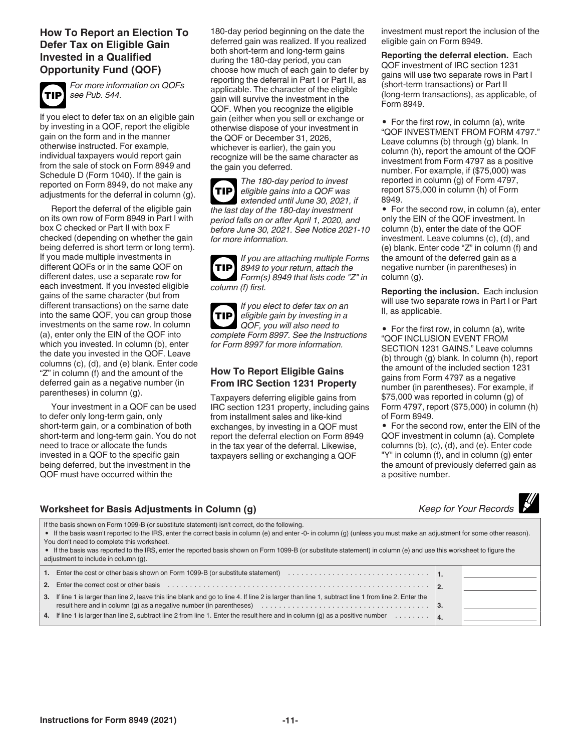## How To Report an Election To Defer Tax on Eligible Gain Invested in a Qualified Opportunity Fund (QOF)

**TIP** *For more information on QOFs see Pub. 544.*

If you elect to defer tax on an eligible gain by investing in a QOF, report the eligible gain on the form and in the manner otherwise instructed. For example, individual taxpayers would report gain from the sale of stock on Form 8949 and Schedule D (Form 1040). If the gain is reported on Form 8949, do not make any adjustments for the deferral in column (g).

Report the deferral of the eligible gain on its own row of Form 8949 in Part I with box C checked or Part II with box F checked (depending on whether the gain being deferred is short term or long term). If you made multiple investments in different QOFs or in the same QOF on different dates, use a separate row for each investment. If you invested eligible gains of the same character (but from different transactions) on the same date into the same QOF, you can group those investments on the same row. In column (a), enter only the EIN of the QOF into which you invested. In column (b), enter the date you invested in the QOF. Leave columns (c), (d), and (e) blank. Enter code "Z" in column (f) and the amount of the deferred gain as a negative number (in parentheses) in column (g).

Your investment in a QOF can be used to defer only long-term gain, only short-term gain, or a combination of both short-term and long-term gain. You do not need to trace or allocate the funds invested in a QOF to the specific gain being deferred, but the investment in the QOF must have occurred within the 180-day period beginning on the date the deferred gain was realized. If you realized both short-term and long-term gains during the 180-day period, you can choose how much of each gain to defer by reporting the deferral in Part I or Part II, as applicable. The character of the eligible gain will survive the investment in the QOF. When you recognize the eligible gain (either when you sell or exchange or otherwise dispose of your investment in the QOF or December 31, 2026, whichever is earlier), the gain you recognize will be the same character as the gain you deferred.

**TIP** *The 180-day period to invest eligible gains into a QOF was extended until June 30, 2021, if the last day of the 180-day investment period falls on or after April 1, 2020, and before June 30, 2021. See Notice 2021-10 for more information.*

**TIP** *If you are attaching multiple Forms 8949 to your return, attach the Form(s) 8949 that lists code "Z" in column (f) first.*

**TIP** *If you elect to defer tax on an eligible gain by investing in a QOF, you will also need to complete Form 8997. See the Instructions for Form 8997 for more information.*

### How To Report Eligible Gains From IRC Section 1231 Property

Taxpayers deferring eligible gains from IRC section 1231 property, including gains from installment sales and like-kind exchanges, by investing in a QOF must report the deferral election on Form 8949 in the tax year of the deferral. Likewise, taxpayers selling or exchanging a QOF investment must report the inclusion of the eligible gain on Form 8949.

**Reporting the deferral election.** Each QOF investment of IRC section 1231 gains will use two separate rows in Part I (short-term transactions) or Part II (long-term transactions), as applicable, of Form 8949.

- For the first row, in column (a), write "QOF INVESTMENT FROM FORM 4797." Leave columns (b) through (g) blank. In column (h), report the amount of the QOF investment from Form 4797 as a positive number. For example, if ($75,000) was reported in column (g) of Form 4797, report $75,000 in column (h) of Form 8949.
- For the second row, in column (a), enter only the EIN of the QOF investment. In column (b), enter the date of the QOF investment. Leave columns (c), (d), and (e) blank. Enter code "Z" in column (f) and the amount of the deferred gain as a negative number (in parentheses) in column (g).

**Reporting the inclusion.** Each inclusion will use two separate rows in Part I or Part II, as applicable.

- For the first row, in column (a), write "QOF INCLUSION EVENT FROM SECTION 1231 GAINS." Leave columns (b) through (g) blank. In column (h), report the amount of the included section 1231 gains from Form 4797 as a negative number (in parentheses). For example, if $75,000 was reported in column (g) of Form 4797, report ($75,000) in column (h) of Form 8949.
- For the second row, enter the EIN of the QOF investment in column (a). Complete columns (b), (c), (d), and (e). Enter code "Y" in column (f), and in column (g) enter the amount of previously deferred gain as a positive number.

### Worksheet for Basis Adjustments in Column (g)

*Keep for Your Records*

If the basis shown on Form 1099-B (or substitute statement) isn't correct, do the following.

- If the basis wasn't reported to the IRS, enter the correct basis in column (e) and enter -0- in column (g) (unless you must make an adjustment for some other reason). You don't need to complete this worksheet.
- If the basis was reported to the IRS, enter the reported basis shown on Form 1099-B (or substitute statement) in column (e) and use this worksheet to figure the adjustment to include in column (g).

| | | | |
|---|---|---|---|
| **1.** | Enter the cost or other basis shown on Form 1099-B (or substitute statement) | **1.** | |
| **2.** | Enter the correct cost or other basis | **2.** | |
| **3.** | If line 1 is larger than line 2, leave this line blank and go to line 4. If line 2 is larger than line 1, subtract line 1 from line 2. Enter the result here and in column (g) as a negative number (in parentheses) | **3.** | |
| **4.** | If line 1 is larger than line 2, subtract line 2 from line 1. Enter the result here and in column (g) as a positive number | **4.** | |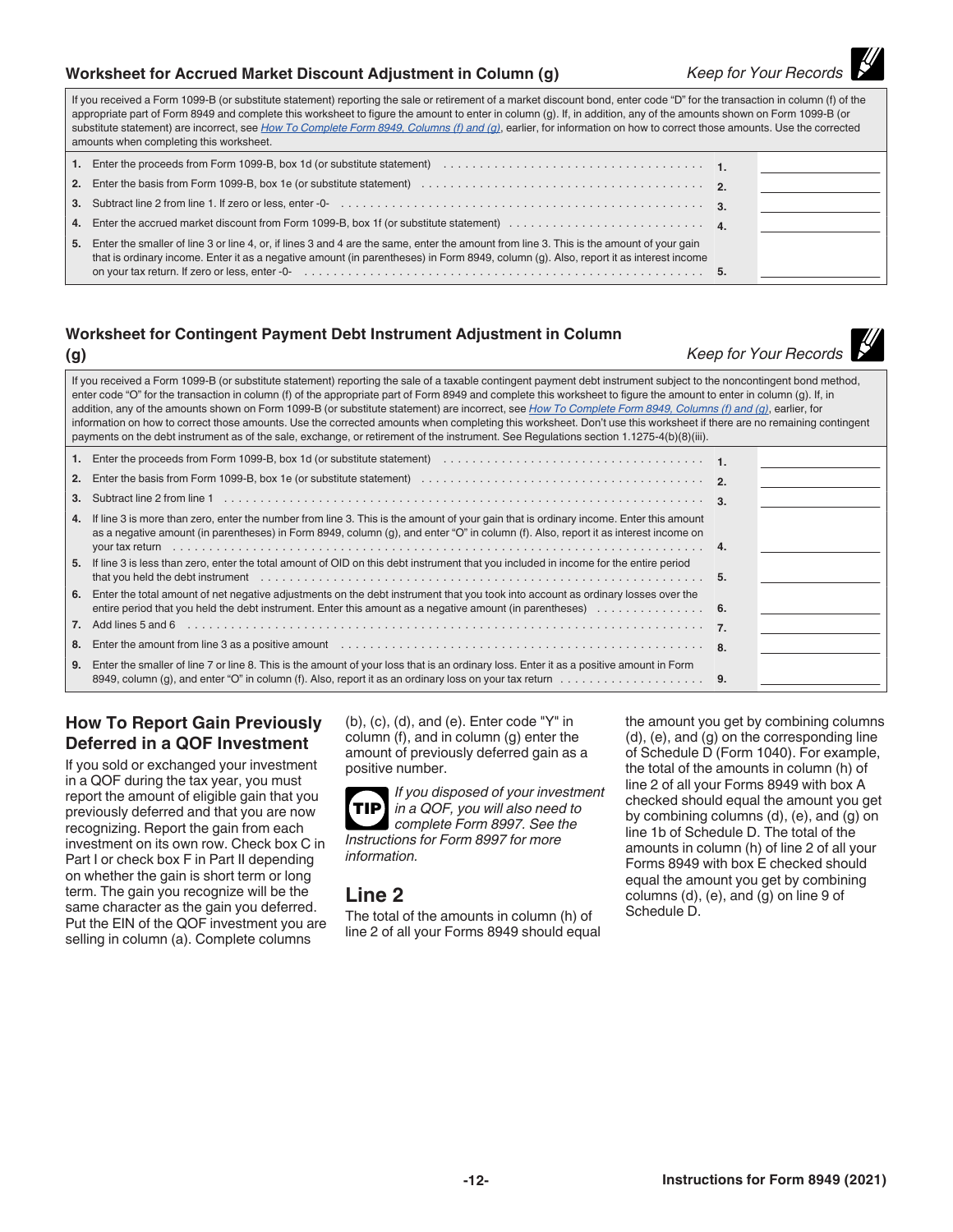### Worksheet for Accrued Market Discount Adjustment in Column (g)

*Keep for Your Records*

If you received a Form 1099-B (or substitute statement) reporting the sale or retirement of a market discount bond, enter code "D" for the transaction in column (f) of the appropriate part of Form 8949 and complete this worksheet to figure the amount to enter in column (g). If, in addition, any of the amounts shown on Form 1099-B (or substitute statement) are incorrect, see How To Complete Form 8949, Columns (f) and (g), earlier, for information on how to correct those amounts. Use the corrected amounts when completing this worksheet.

| | | | |
|---|---|---|---|
| 1. | Enter the proceeds from Form 1099-B, box 1d (or substitute statement) | 1. | |
| 2. | Enter the basis from Form 1099-B, box 1e (or substitute statement) | 2. | |
| 3. | Subtract line 2 from line 1. If zero or less, enter -0- | 3. | |
| 4. | Enter the accrued market discount from Form 1099-B, box 1f (or substitute statement) | 4. | |
| 5. | Enter the smaller of line 3 or line 4, or, if lines 3 and 4 are the same, enter the amount from line 3. This is the amount of your gain that is ordinary income. Enter it as a negative amount (in parentheses) in Form 8949, column (g). Also, report it as interest income on your tax return. If zero or less, enter -0- | 5. | |

### Worksheet for Contingent Payment Debt Instrument Adjustment in Column (g)

*Keep for Your Records*

If you received a Form 1099-B (or substitute statement) reporting the sale of a taxable contingent payment debt instrument subject to the noncontingent bond method, enter code "O" for the transaction in column (f) of the appropriate part of Form 8949 and complete this worksheet to figure the amount to enter in column (g). If, in addition, any of the amounts shown on Form 1099-B (or substitute statement) are incorrect, see How To Complete Form 8949, Columns (f) and (g), earlier, for information on how to correct those amounts. Use the corrected amounts when completing this worksheet. Don't use this worksheet if there are no remaining contingent payments on the debt instrument as of the sale, exchange, or retirement of the instrument. See Regulations section 1.1275-4(b)(8)(iii).

| | | | |
|---|---|---|---|
| 1. | Enter the proceeds from Form 1099-B, box 1d (or substitute statement) | 1. | |
| 2. | Enter the basis from Form 1099-B, box 1e (or substitute statement) | 2. | |
| 3. | Subtract line 2 from line 1 | 3. | |
| 4. | If line 3 is more than zero, enter the number from line 3. This is the amount of your gain that is ordinary income. Enter this amount as a negative amount (in parentheses) in Form 8949, column (g), and enter "O" in column (f). Also, report it as interest income on your tax return | 4. | |
| 5. | If line 3 is less than zero, enter the total amount of OID on this debt instrument that you included in income for the entire period that you held the debt instrument | 5. | |
| 6. | Enter the total amount of net negative adjustments on the debt instrument that you took into account as ordinary losses over the entire period that you held the debt instrument. Enter this amount as a negative amount (in parentheses) | 6. | |
| 7. | Add lines 5 and 6 | 7. | |
| 8. | Enter the amount from line 3 as a positive amount | 8. | |
| 9. | Enter the smaller of line 7 or line 8. This is the amount of your loss that is an ordinary loss. Enter it as a positive amount in Form 8949, column (g), and enter "O" in column (f). Also, report it as an ordinary loss on your tax return | 9. | |

## How To Report Gain Previously Deferred in a QOF Investment

If you sold or exchanged your investment in a QOF during the tax year, you must report the amount of eligible gain that you previously deferred and that you are now recognizing. Report the gain from each investment on its own row. Check box C in Part I or check box F in Part II depending on whether the gain is short term or long term. The gain you recognize will be the same character as the gain you deferred. Put the EIN of the QOF investment you are selling in column (a). Complete columns (b), (c), (d), and (e). Enter code "Y" in column (f), and in column (g) enter the amount of previously deferred gain as a positive number.

**TIP** *If you disposed of your investment in a QOF, you will also need to complete Form 8997. See the Instructions for Form 8997 for more information.*

## Line 2

The total of the amounts in column (h) of line 2 of all your Forms 8949 should equal the amount you get by combining columns (d), (e), and (g) on the corresponding line of Schedule D (Form 1040). For example, the total of the amounts in column (h) of line 2 of all your Forms 8949 with box A checked should equal the amount you get by combining columns (d), (e), and (g) on line 1b of Schedule D. The total of the amounts in column (h) of line 2 of all your Forms 8949 with box E checked should equal the amount you get by combining columns (d), (e), and (g) on line 9 of Schedule D.